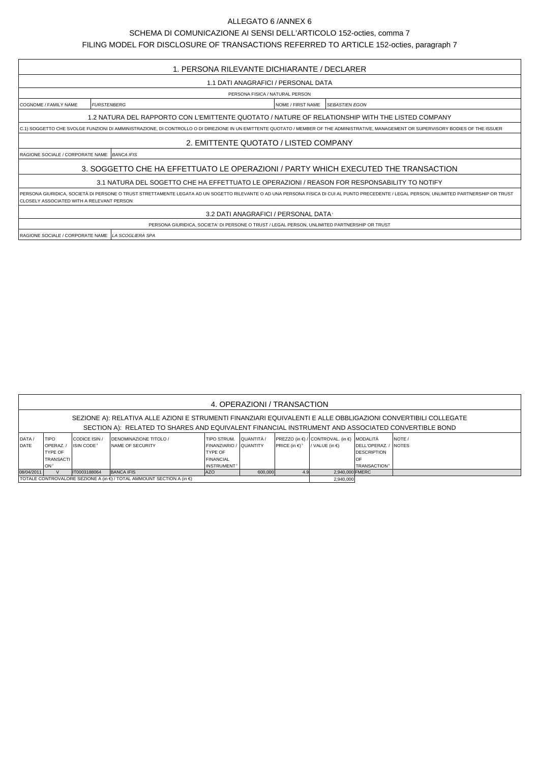# ALLEGATO 6 /ANNEX 6

## SCHEMA DI COMUNICAZIONE AI SENSI DELL'ARTICOLO 152-octies, comma 7

## FILING MODEL FOR DISCLOSURE OF TRANSACTIONS REFERRED TO ARTICLE 152-octies, paragraph 7

### 1. PERSONA RILEVANTE DICHIARANTE / DECLARER

#### 1.1 DATI ANAGRAFICI / PERSONAL DATA

PERSONA FISICA / NATURAL PERSON

| COGNOME / FAMILY NAME | *FURSTENBERG* | NOME / FIRST NAME | *SEBASTIEN EGON* |
|---|---|---|---|

#### 1.2 NATURA DEL RAPPORTO CON L'EMITTENTE QUOTATO / NATURE OF RELATIONSHIP WITH THE LISTED COMPANY

C.1) SOGGETTO CHE SVOLGE FUNZIONI DI AMMINISTRAZIONE, DI CONTROLLO O DI DIREZIONE IN UN EMITTENTE QUOTATO / MEMBER OF THE ADMINISTRATIVE, MANAGEMENT OR SUPERVISORY BODIES OF THE ISSUER

### 2. EMITTENTE QUOTATO / LISTED COMPANY

| RAGIONE SOCIALE / CORPORATE NAME | *BANCA IFIS* |
|---|---|

### 3. SOGGETTO CHE HA EFFETTUATO LE OPERAZIONI / PARTY WHICH EXECUTED THE TRANSACTION

#### 3.1 NATURA DEL SOGETTO CHE HA EFFETTUATO LE OPERAZIONI / REASON FOR RESPONSABILITY TO NOTIFY

PERSONA GIURIDICA, SOCIETÀ DI PERSONE O TRUST STRETTAMENTE LEGATA AD UN SOGGETTO RILEVANTE O AD UNA PERSONA FISICA DI CUI AL PUNTO PRECEDENTE / LEGAL PERSON, UNLIMITED PARTNERSHIP OR TRUST CLOSELY ASSOCIATED WITH A RELEVANT PERSON

#### 3.2 DATI ANAGRAFICI / PERSONAL DATA[1]

PERSONA GIURIDICA, SOCIETA' DI PERSONE O TRUST / LEGAL PERSON, UNLIMITED PARTNERSHIP OR TRUST

| RAGIONE SOCIALE / CORPORATE NAME | *LA SCOGLIERA SPA* |
|---|---|

### 4. OPERAZIONI / TRANSACTION

SEZIONE A): RELATIVA ALLE AZIONI E STRUMENTI FINANZIARI EQUIVALENTI E ALLE OBBLIGAZIONI CONVERTIBILI COLLEGATE
SECTION A): RELATED TO SHARES AND EQUIVALENT FINANCIAL INSTRUMENT AND ASSOCIATED CONVERTIBLE BOND

| DATA / DATE | TIPO OPERAZ. / TYPE OF TRANSACTION[2] | CODICE ISIN / ISIN CODE[3] | DENOMINAZIONE TITOLO / NAME OF SECURITY | TIPO STRUM. FINANZIARIO / TYPE OF FINANCIAL INSTRUMENT[4] | QUANTITÀ / QUANTITY | PREZZO (in €) / PRICE (in €)[5] | CONTROVAL. (in €) / VALUE (in €) | MODALITÀ DELL'OPERAZ. / DESCRIPTION OF TRANSACTION[6] | NOTE / NOTES |
|---|---|---|---|---|---|---|---|---|---|
| 08/04/2011 | V | IT0003188064 | BANCA IFIS | AZO | 600,000 | 4.9 | 2,940,000 | FMERC | |
| TOTALE CONTROVALORE SEZIONE A (in €) / TOTAL AMMOUNT SECTION A (in €) | | | | | | | 2,940,000 | | |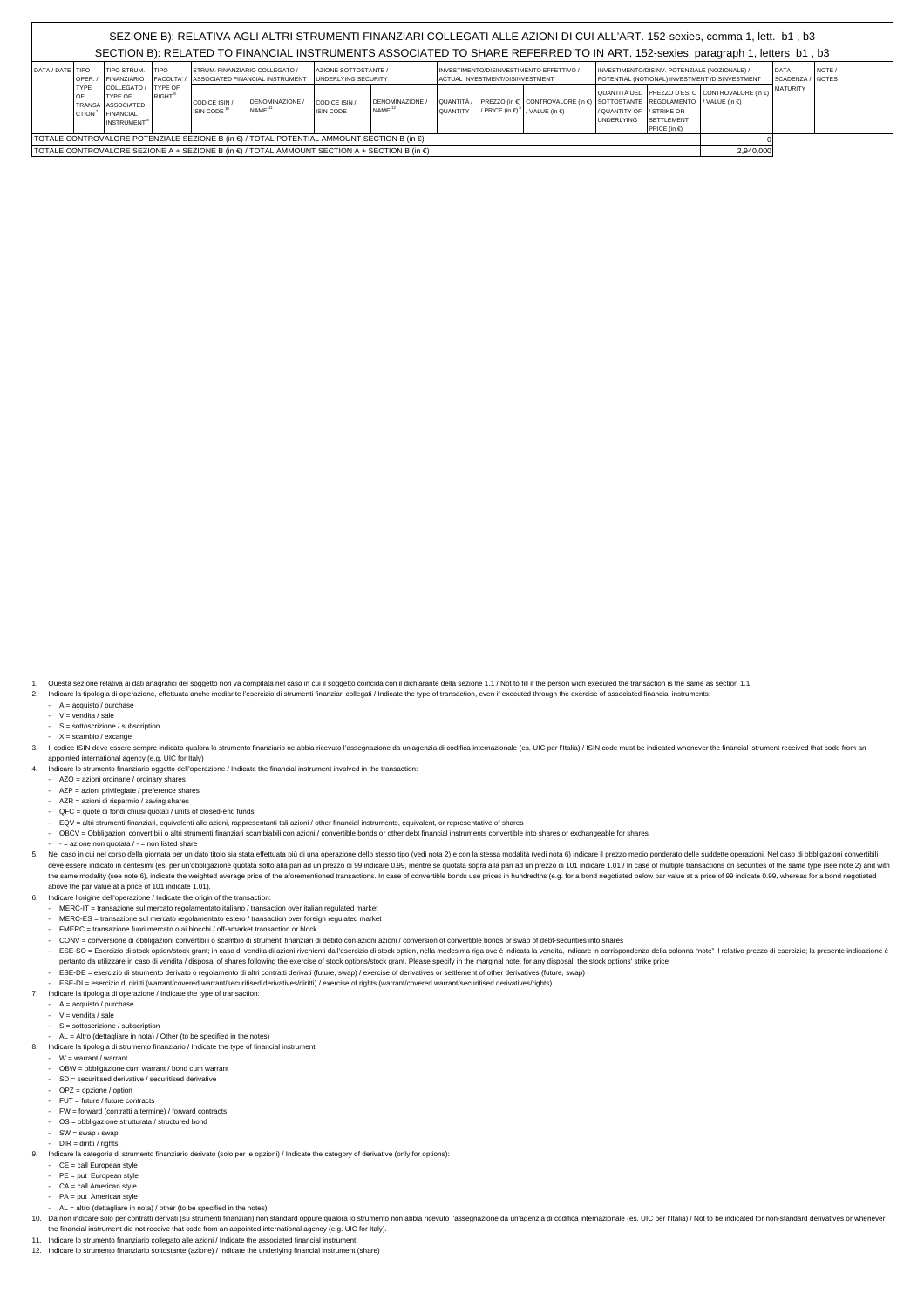## SEZIONE B): RELATIVA AGLI ALTRI STRUMENTI FINANZIARI COLLEGATI ALLE AZIONI DI CUI ALL'ART. 152-sexies, comma 1, lett. b1 , b3

## SECTION B): RELATED TO FINANCIAL INSTRUMENTS ASSOCIATED TO SHARE REFERRED TO IN ART. 152-sexies, paragraph 1, letters b1 , b3

| DATA / DATE | TIPO OPER. / TYPE OF TRANSACTION [7] | TIPO STRUM. FINANZIARIO COLLEGATO / TYPE OF FINANCIAL ASSOCIATED INSTRUMENT [8] | TIPO FACOLTA' / TYPE OF RIGHT [9] | STRUM. FINANZIARIO COLLEGATO / ASSOCIATED FINANCIAL INSTRUMENT | | AZIONE SOTTOSTANTE / UNDERLYING SECURITY | | INVESTIMENTO/DISINVESTIMENTO EFFETTIVO / ACTUAL INVESTMENT/DISINVESTMENT | | | INVESTIMENTO/DISINV. POTENZIALE (NOZIONALE) / POTENTIAL (NOTIONAL) INVESTMENT /DISINVESTMENT | | | DATA SCADENZA / MATURITY | NOTE / NOTES |
|---|---|---|---|---|---|---|---|---|---|---|---|---|---|---|---|
| | | | | CODICE ISIN / ISIN CODE [10] | DENOMINAZIONE / NAME [11] | CODICE ISIN / ISIN CODE | DENOMINAZIONE / NAME [12] | QUANTITÀ / QUANTITY | PREZZO (in €) / PRICE (in €) [5] | CONTROVALORE (in €) / VALUE (in €) | QUANTITÀ DEL SOTTOSTANTE / QUANTITY OF UNDERLYING | PREZZO D'ES. O REGOLAMENTO / STRIKE OR SETTLEMENT PRICE (in €) | CONTROVALORE (in €) / VALUE (in €) | | |
| TOTALE CONTROVALORE POTENZIALE SEZIONE B (in €) / TOTAL POTENTIAL AMMOUNT SECTION B (in €) | | | | | | | | | | | | | 0 | | |
| TOTALE CONTROVALORE SEZIONE A + SEZIONE B (in €) / TOTAL AMMOUNT SECTION A + SECTION B (in €) | | | | | | | | | | | | | 2,940,000 | | |

1. Questa sezione relativa ai dati anagrafici del soggetto non va compilata nel caso in cui il soggetto coincida con il dichiarante della sezione 1.1 / Not to fill if the person wich executed the transaction is the same as section 1.1
2. Indicare la tipologia di operazione, effettuata anche mediante l'esercizio di strumenti finanziari collegati / Indicate the type of transaction, even if executed through the exercise of associated financial instruments:
   - A = acquisto / purchase
   - V = vendita / sale
   - S = sottoscrizione / subscription
   - X = scambio / excange
3. Il codice ISIN deve essere sempre indicato qualora lo strumento finanziario ne abbia ricevuto l'assegnazione da un'agenzia di codifica internazionale (es. UIC per l'Italia) / ISIN code must be indicated whenever the financial istrument received that code from an appointed international agency (e.g. UIC for Italy)
4. Indicare lo strumento finanziario oggetto dell'operazione / Indicate the financial instrument involved in the transaction:
   - AZO = azioni ordinarie / ordinary shares
   - AZP = azioni privilegiate / preference shares
   - AZR = azioni di risparmio / saving shares
   - QFC = quote di fondi chiusi quotati / units of closed-end funds
   - EQV = altri strumenti finanziari, equivalenti alle azioni, rappresentanti tali azioni / other financial instruments, equivalent, or representative of shares
   - OBCV = Obbligazioni convertibili o altri strumenti finanziari scambiabili con azioni / convertible bonds or other debt financial instruments convertible into shares or exchangeable for shares
   - - = azione non quotata / - = non listed share
5. Nel caso in cui nel corso della giornata per un dato titolo sia stata effettuata più di una operazione dello stesso tipo (vedi nota 2) e con la stessa modalità (vedi nota 6) indicare il prezzo medio ponderato delle suddette operazioni. Nel caso di obbligazioni convertibili deve essere indicato in centesimi (es. per un'obbligazione quotata sotto alla pari ad un prezzo di 99 indicare 0.99, mentre se quotata sopra alla pari ad un prezzo di 101 indicare 1.01 / In case of multiple transactions on securities of the same type (see note 2) and with the same modality (see note 6), indicate the weighted average price of the aforementioned transactions. In case of convertible bonds use prices in hundredths (e.g. for a bond negotiated below par value at a price of 99 indicate 0.99, whereas for a bond negotiated above the par value at a price of 101 indicate 1.01).
6. Indicare l'origine dell'operazione / Indicate the origin of the transaction:
   - MERC-IT = transazione sul mercato regolamentato italiano / transaction over italian regulated market
   - MERC-ES = transazione sul mercato regolamentato estero / transaction over foreign regulated market
   - FMERC = transazione fuori mercato o ai blocchi / off-amarket transaction or block
   - CONV = conversione di obbligazioni convertibili o scambio di strumenti finanziari di debito con azioni azioni / conversion of convertible bonds or swap of debt-securities into shares
   - ESE-SO = Esercizio di stock option/stock grant; in caso di vendita di azioni rivenienti dall'esercizio di stock option, nella medesima riga ove è indicata la vendita, indicare in corrispondenza della colonna "note" il relativo prezzo di esercizio; la presente indicazione è pertanto da utilizzare in caso di vendita / disposal of shares following the exercise of stock options/stock grant. Please specify in the marginal note, for any disposal, the stock options' strike price
   - ESE-DE = esercizio di strumento derivato o regolamento di altri contratti derivati (future, swap) / exercise of derivatives or settlement of other derivatives (future, swap)
   - ESE-DI = esercizio di diritti (warrant/covered warrant/securitised derivatives/diritti) / exercise of rights (warrant/covered warrant/securitised derivatives/rights)
7. Indicare la tipologia di operazione / Indicate the type of transaction:
   - A = acquisto / purchase
   - V = vendita / sale
   - S = sottoscrizione / subscription
   - AL = Altro (dettagliare in nota) / Other (to be specified in the notes)
8. Indicare la tipologia di strumento finanziario / Indicate the type of financial instrument:
   - W = warrant / warrant
   - OBW = obbligazione cum warrant / bond cum warrant
   - SD = securitised derivative / securitised derivative
   - OPZ = opzione / option
   - FUT = future / future contracts
   - FW = forward (contratti a termine) / forward contracts
   - OS = obbligazione strutturata / structured bond
   - SW = swap / swap
   - DIR = diritti / rights
9. Indicare la categoria di strumento finanziario derivato (solo per le opzioni) / Indicate the category of derivative (only for options):
   - CE = call European style
   - PE = put European style
   - CA = call American style
   - PA = put American style
   - AL = altro (dettagliare in nota) / other (to be specified in the notes)
10. Da non indicare solo per contratti derivati (su strumenti finanziari) non standard oppure qualora lo strumento non abbia ricevuto l'assegnazione da un'agenzia di codifica internazionale (es. UIC per l'Italia) / Not to be indicated for non-standard derivatives or whenever the financial instrument did not receive that code from an appointed international agency (e.g. UIC for Italy).
11. Indicare lo strumento finanziario collegato alle azioni / Indicate the associated financial instrument
12. Indicare lo strumento finanziario sottostante (azione) / Indicate the underlying financial instrument (share)